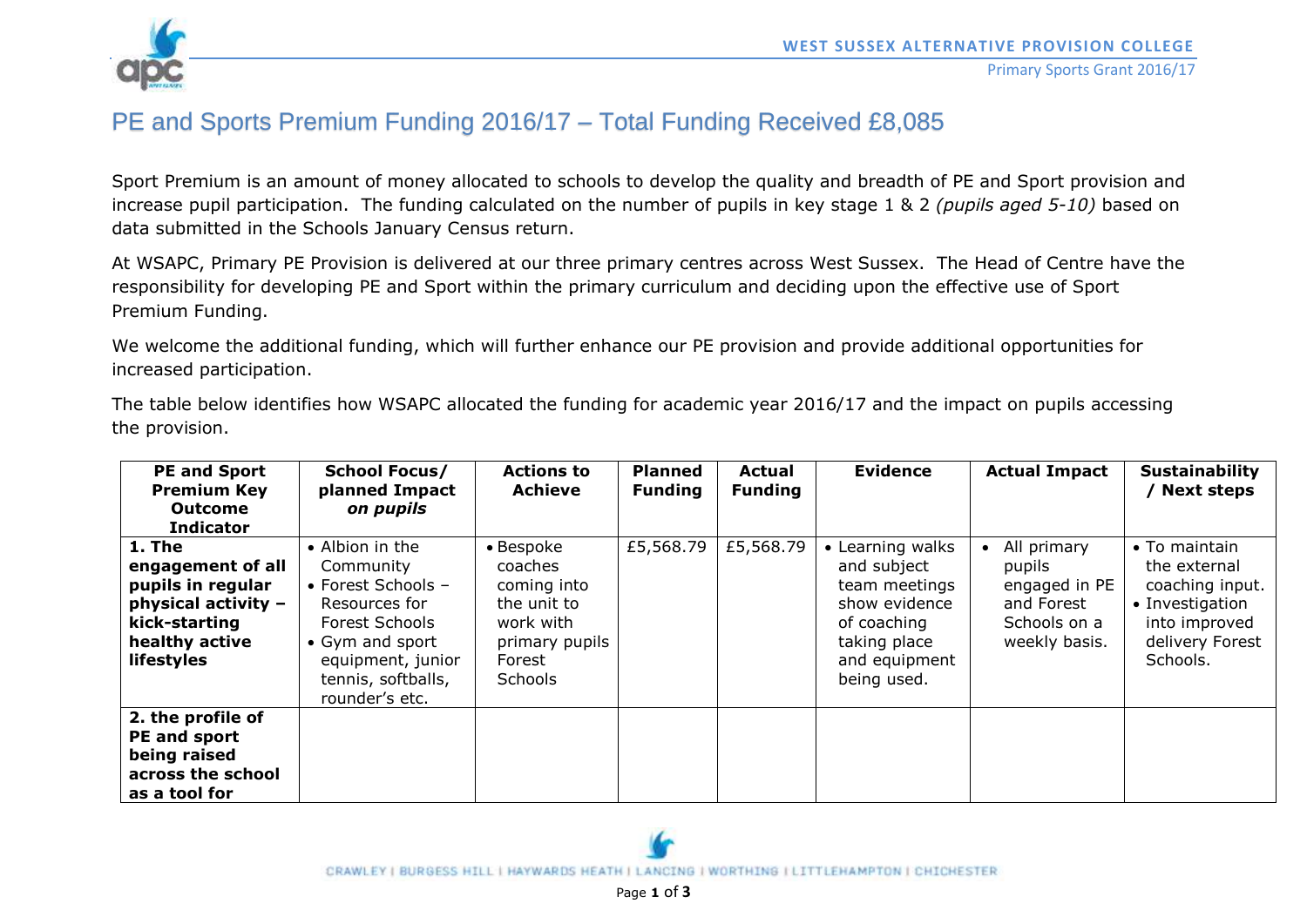# PE and Sports Premium Funding 2016/17 – Total Funding Received £8,085

Sport Premium is an amount of money allocated to schools to develop the quality and breadth of PE and Sport provision and increase pupil participation. The funding calculated on the number of pupils in key stage 1 & 2 *(pupils aged 5-10)* based on data submitted in the Schools January Census return.

At WSAPC, Primary PE Provision is delivered at our three primary centres across West Sussex. The Head of Centre have the responsibility for developing PE and Sport within the primary curriculum and deciding upon the effective use of Sport Premium Funding.

We welcome the additional funding, which will further enhance our PE provision and provide additional opportunities for increased participation.

The table below identifies how WSAPC allocated the funding for academic year 2016/17 and the impact on pupils accessing the provision.

| PE and Sport Premium Key Outcome Indicator | School Focus/ planned Impact *on pupils* | Actions to Achieve | Planned Funding | Actual Funding | Evidence | Actual Impact | Sustainability / Next steps |
|---|---|---|---|---|---|---|---|
| **1. The engagement of all pupils in regular physical activity – kick-starting healthy active lifestyles** | • Albion in the Community<br>• Forest Schools – Resources for Forest Schools<br>• Gym and sport equipment, junior tennis, softballs, rounder's etc. | • Bespoke coaches coming into the unit to work with primary pupils Forest Schools | £5,568.79 | £5,568.79 | • Learning walks and subject team meetings show evidence of coaching taking place and equipment being used. | • All primary pupils engaged in PE and Forest Schools on a weekly basis. | • To maintain the external coaching input.<br>• Investigation into improved delivery Forest Schools. |
| **2. the profile of PE and sport being raised across the school as a tool for** | | | | | | | |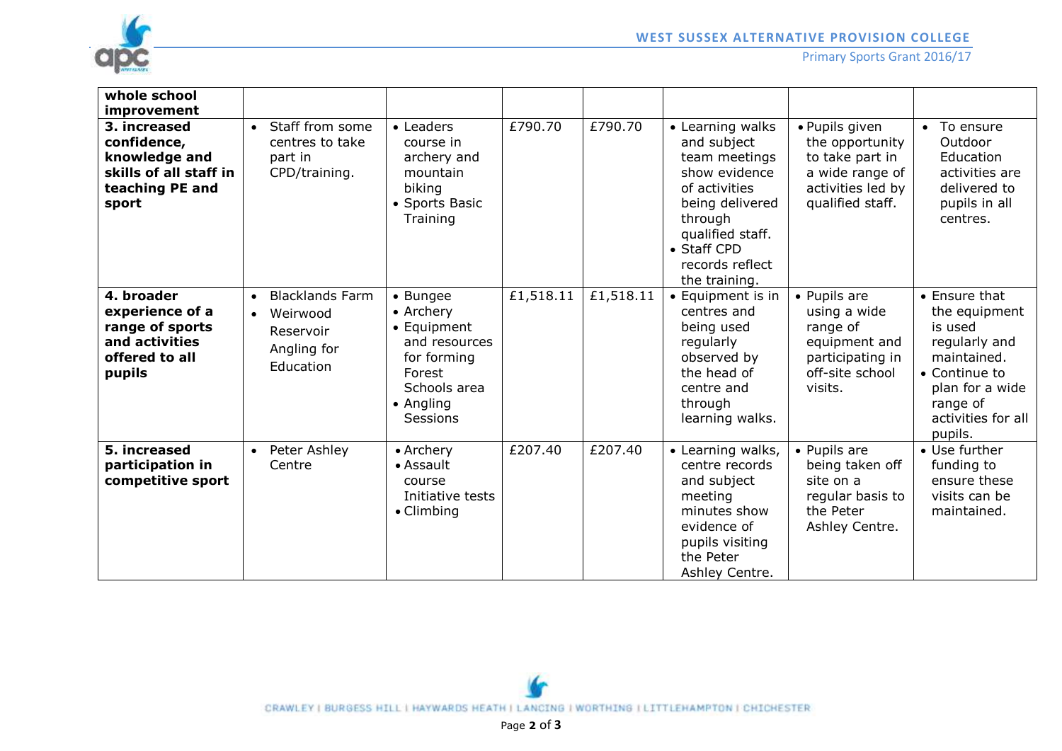| whole school improvement | | | | | | | |
|---|---|---|---|---|---|---|---|
| **3. increased confidence, knowledge and skills of all staff in teaching PE and sport** | • Staff from some centres to take part in CPD/training. | • Leaders course in archery and mountain biking<br>• Sports Basic Training | £790.70 | £790.70 | • Learning walks and subject team meetings show evidence of activities being delivered through qualified staff.<br>• Staff CPD records reflect the training. | • Pupils given the opportunity to take part in a wide range of activities led by qualified staff. | • To ensure Outdoor Education activities are delivered to pupils in all centres. |
| **4. broader experience of a range of sports and activities offered to all pupils** | • Blacklands Farm<br>• Weirwood Reservoir Angling for Education | • Bungee<br>• Archery<br>• Equipment and resources for forming Forest Schools area<br>• Angling Sessions | £1,518.11 | £1,518.11 | • Equipment is in centres and being used regularly observed by the head of centre and through learning walks. | • Pupils are using a wide range of equipment and participating in off-site school visits. | • Ensure that the equipment is used regularly and maintained.<br>• Continue to plan for a wide range of activities for all pupils. |
| **5. increased participation in competitive sport** | • Peter Ashley Centre | • Archery<br>• Assault course Initiative tests<br>• Climbing | £207.40 | £207.40 | • Learning walks, centre records and subject meeting minutes show evidence of pupils visiting the Peter Ashley Centre. | • Pupils are being taken off site on a regular basis to the Peter Ashley Centre. | • Use further funding to ensure these visits can be maintained. |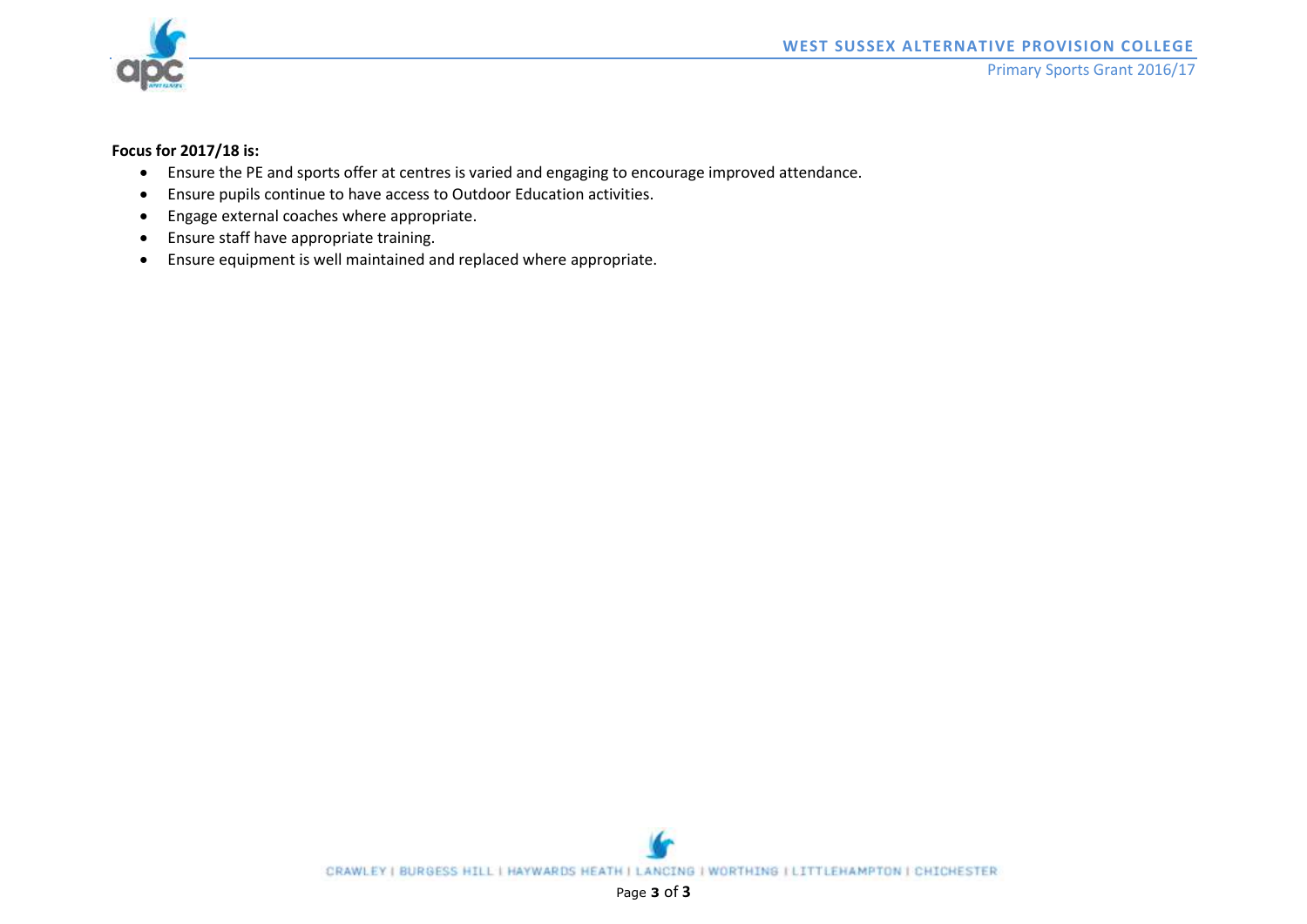**Focus for 2017/18 is:**

- Ensure the PE and sports offer at centres is varied and engaging to encourage improved attendance.
- Ensure pupils continue to have access to Outdoor Education activities.
- Engage external coaches where appropriate.
- Ensure staff have appropriate training.
- Ensure equipment is well maintained and replaced where appropriate.